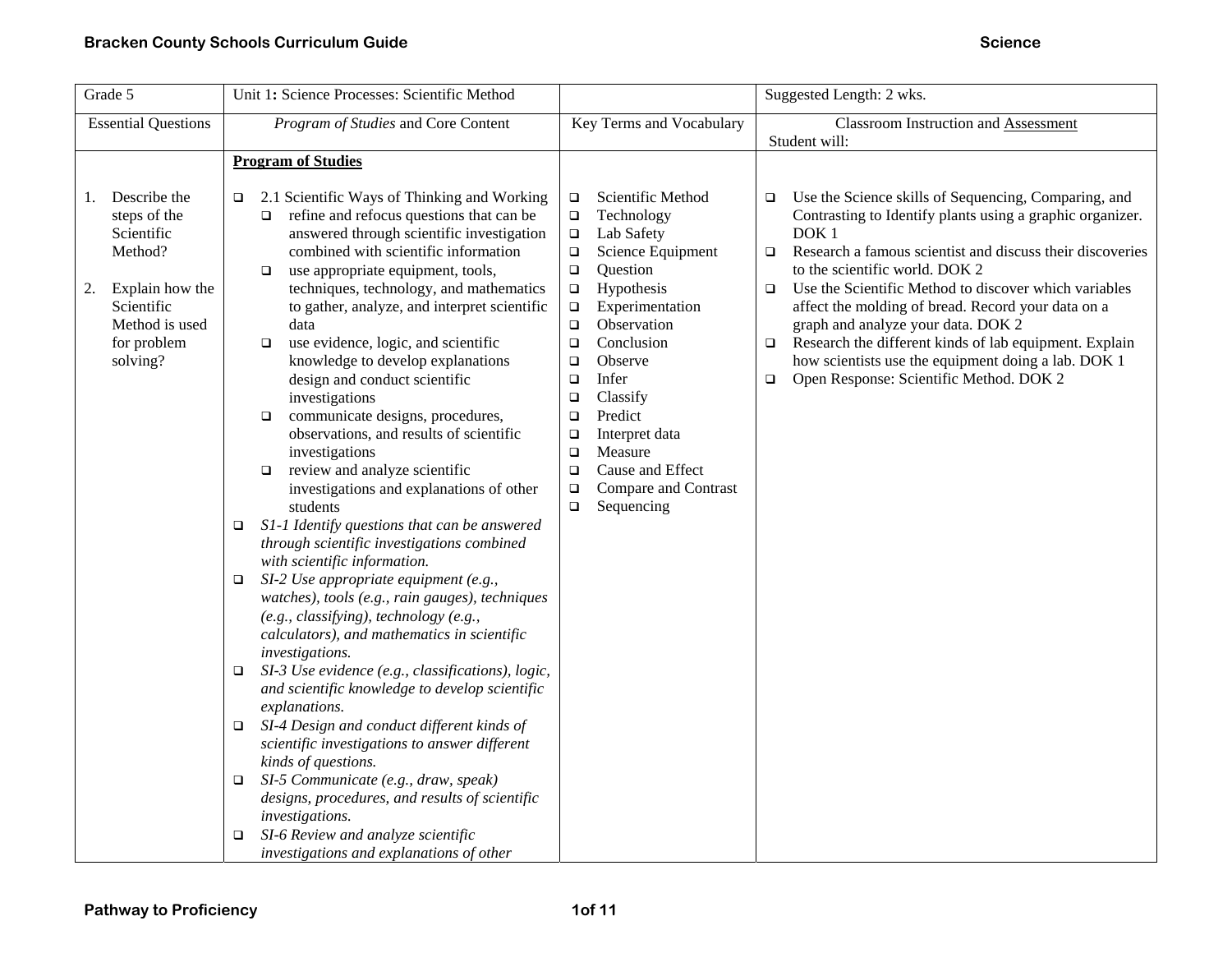| Grade 5 | Unit 1: Science Processes: Scientific Method | | Suggested Length: 2 wks. |
|---|---|---|---|
| Essential Questions | *Program of Studies* and Core Content | Key Terms and Vocabulary | Classroom Instruction and <u>Assessment</u><br>Student will: |
| 1. Describe the steps of the Scientific Method?<br><br>2. Explain how the Scientific Method is used for problem solving? | **<u>Program of Studies</u>**<br><br>❑ 2.1 Scientific Ways of Thinking and Working<br>❑ refine and refocus questions that can be answered through scientific investigation combined with scientific information<br>❑ use appropriate equipment, tools, techniques, technology, and mathematics to gather, analyze, and interpret scientific data<br>❑ use evidence, logic, and scientific knowledge to develop explanations design and conduct scientific investigations<br>❑ communicate designs, procedures, observations, and results of scientific investigations<br>❑ review and analyze scientific investigations and explanations of other students<br>❑ *S1-1 Identify questions that can be answered through scientific investigations combined with scientific information.*<br>❑ *SI-2 Use appropriate equipment (e.g., watches), tools (e.g., rain gauges), techniques (e.g., classifying), technology (e.g., calculators), and mathematics in scientific investigations.*<br>❑ *SI-3 Use evidence (e.g., classifications), logic, and scientific knowledge to develop scientific explanations.*<br>❑ *SI-4 Design and conduct different kinds of scientific investigations to answer different kinds of questions.*<br>❑ *SI-5 Communicate (e.g., draw, speak) designs, procedures, and results of scientific investigations.*<br>❑ *SI-6 Review and analyze scientific investigations and explanations of other* | ❑ Scientific Method<br>❑ Technology<br>❑ Lab Safety<br>❑ Science Equipment<br>❑ Question<br>❑ Hypothesis<br>❑ Experimentation<br>❑ Observation<br>❑ Conclusion<br>❑ Observe<br>❑ Infer<br>❑ Classify<br>❑ Predict<br>❑ Interpret data<br>❑ Measure<br>❑ Cause and Effect<br>❑ Compare and Contrast<br>❑ Sequencing | ❑ Use the Science skills of Sequencing, Comparing, and Contrasting to Identify plants using a graphic organizer. DOK 1<br>❑ Research a famous scientist and discuss their discoveries to the scientific world. DOK 2<br>❑ Use the Scientific Method to discover which variables affect the molding of bread. Record your data on a graph and analyze your data. DOK 2<br>❑ Research the different kinds of lab equipment. Explain how scientists use the equipment doing a lab. DOK 1<br>❑ Open Response: Scientific Method. DOK 2 |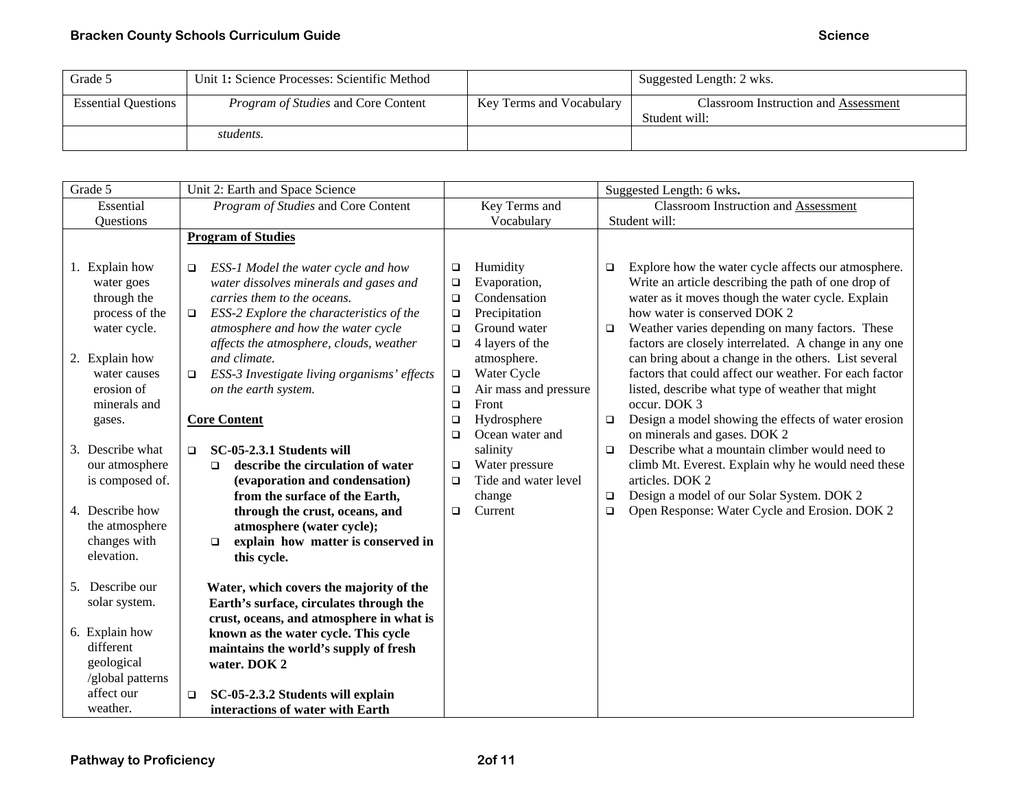| Grade 5 | Unit 1: Science Processes: Scientific Method | | Suggested Length: 2 wks. |
|---|---|---|---|
| Essential Questions | *Program of Studies* and Core Content | Key Terms and Vocabulary | Classroom Instruction and Assessment Student will: |
| | *students.* | | |

| Grade 5 | Unit 2: Earth and Space Science | | Suggested Length: 6 wks. |
|---|---|---|---|
| Essential Questions | *Program of Studies* and Core Content | Key Terms and Vocabulary | Classroom Instruction and Assessment Student will: |
| 1. Explain how water goes through the process of the water cycle.<br><br>2. Explain how water causes erosion of minerals and gases.<br><br>3. Describe what our atmosphere is composed of.<br><br>4. Describe how the atmosphere changes with elevation.<br><br>5. Describe our solar system.<br><br>6. Explain how different geological /global patterns affect our weather. | **Program of Studies**<br><br>- *ESS-1 Model the water cycle and how water dissolves minerals and gases and carries them to the oceans.*<br>- *ESS-2 Explore the characteristics of the atmosphere and how the water cycle affects the atmosphere, clouds, weather and climate.*<br>- *ESS-3 Investigate living organisms' effects on the earth system.*<br><br>**Core Content**<br><br>- **SC-05-2.3.1 Students will**<br>  - **describe the circulation of water (evaporation and condensation) from the surface of the Earth, through the crust, oceans, and atmosphere (water cycle);**<br>  - **explain how matter is conserved in this cycle.**<br><br>**Water, which covers the majority of the Earth's surface, circulates through the crust, oceans, and atmosphere in what is known as the water cycle. This cycle maintains the world's supply of fresh water. DOK 2**<br><br>- **SC-05-2.3.2 Students will explain interactions of water with Earth** | - Humidity<br>- Evaporation,<br>- Condensation<br>- Precipitation<br>- Ground water<br>- 4 layers of the atmosphere.<br>- Water Cycle<br>- Air mass and pressure<br>- Front<br>- Hydrosphere<br>- Ocean water and salinity<br>- Water pressure<br>- Tide and water level change<br>- Current | - Explore how the water cycle affects our atmosphere. Write an article describing the path of one drop of water as it moves though the water cycle. Explain how water is conserved DOK 2<br>- Weather varies depending on many factors. These factors are closely interrelated. A change in any one can bring about a change in the others. List several factors that could affect our weather. For each factor listed, describe what type of weather that might occur. DOK 3<br>- Design a model showing the effects of water erosion on minerals and gases. DOK 2<br>- Describe what a mountain climber would need to climb Mt. Everest. Explain why he would need these articles. DOK 2<br>- Design a model of our Solar System. DOK 2<br>- Open Response: Water Cycle and Erosion. DOK 2 |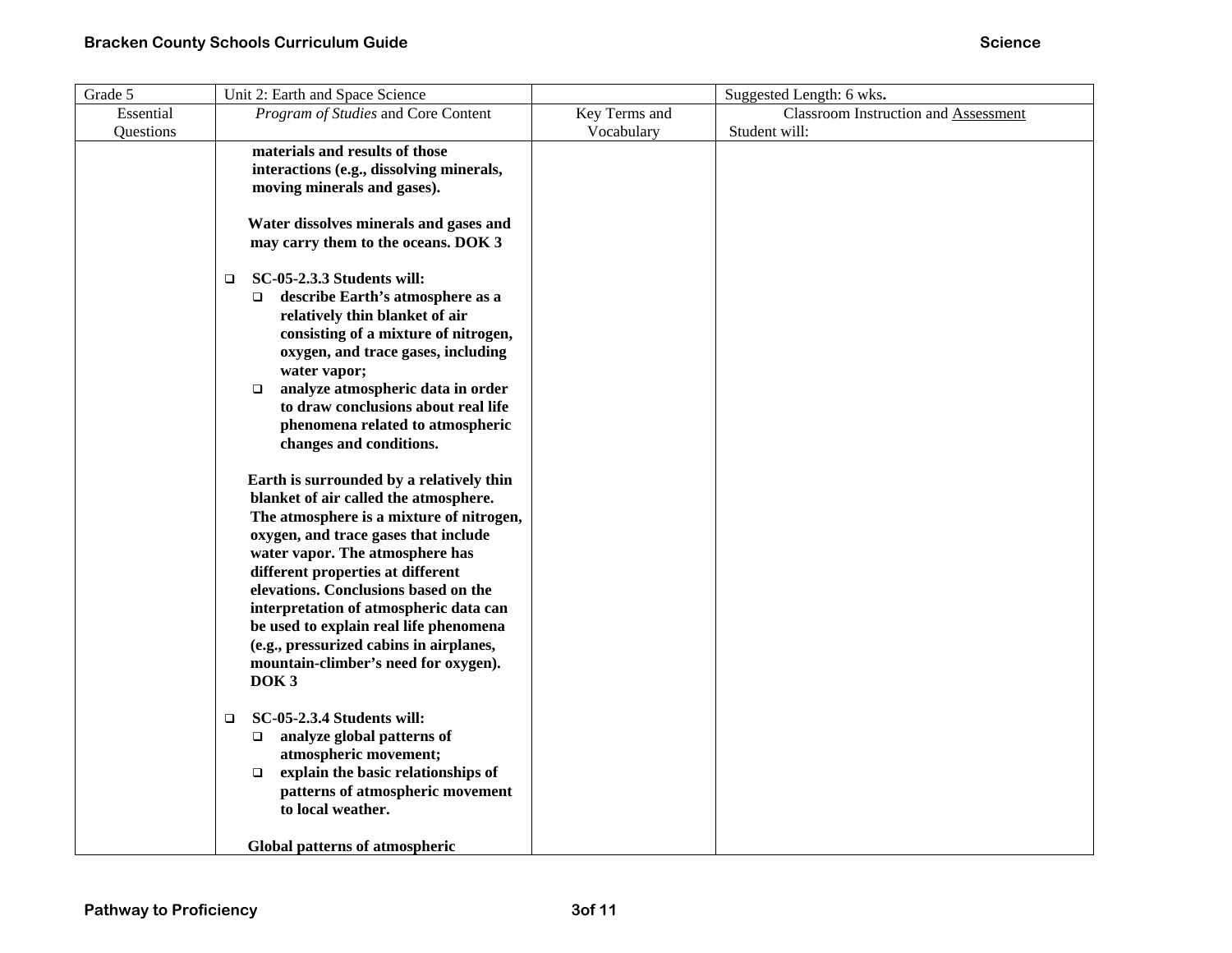| Grade 5 | Unit 2: Earth and Space Science | | Suggested Length: 6 wks**.** |
|---|---|---|---|
| Essential Questions | *Program of Studies* and Core Content | Key Terms and Vocabulary | Classroom Instruction and Assessment Student will: |
| | **materials and results of those interactions (e.g., dissolving minerals, moving minerals and gases).**<br><br>**Water dissolves minerals and gases and may carry them to the oceans. DOK 3**<br><br>❑ **SC-05-2.3.3 Students will:**<br>❑ **describe Earth's atmosphere as a relatively thin blanket of air consisting of a mixture of nitrogen, oxygen, and trace gases, including water vapor;**<br>❑ **analyze atmospheric data in order to draw conclusions about real life phenomena related to atmospheric changes and conditions.**<br><br>**Earth is surrounded by a relatively thin blanket of air called the atmosphere. The atmosphere is a mixture of nitrogen, oxygen, and trace gases that include water vapor. The atmosphere has different properties at different elevations. Conclusions based on the interpretation of atmospheric data can be used to explain real life phenomena (e.g., pressurized cabins in airplanes, mountain-climber's need for oxygen). DOK 3**<br><br>❑ **SC-05-2.3.4 Students will:**<br>❑ **analyze global patterns of atmospheric movement;**<br>❑ **explain the basic relationships of patterns of atmospheric movement to local weather.**<br><br>**Global patterns of atmospheric** | | |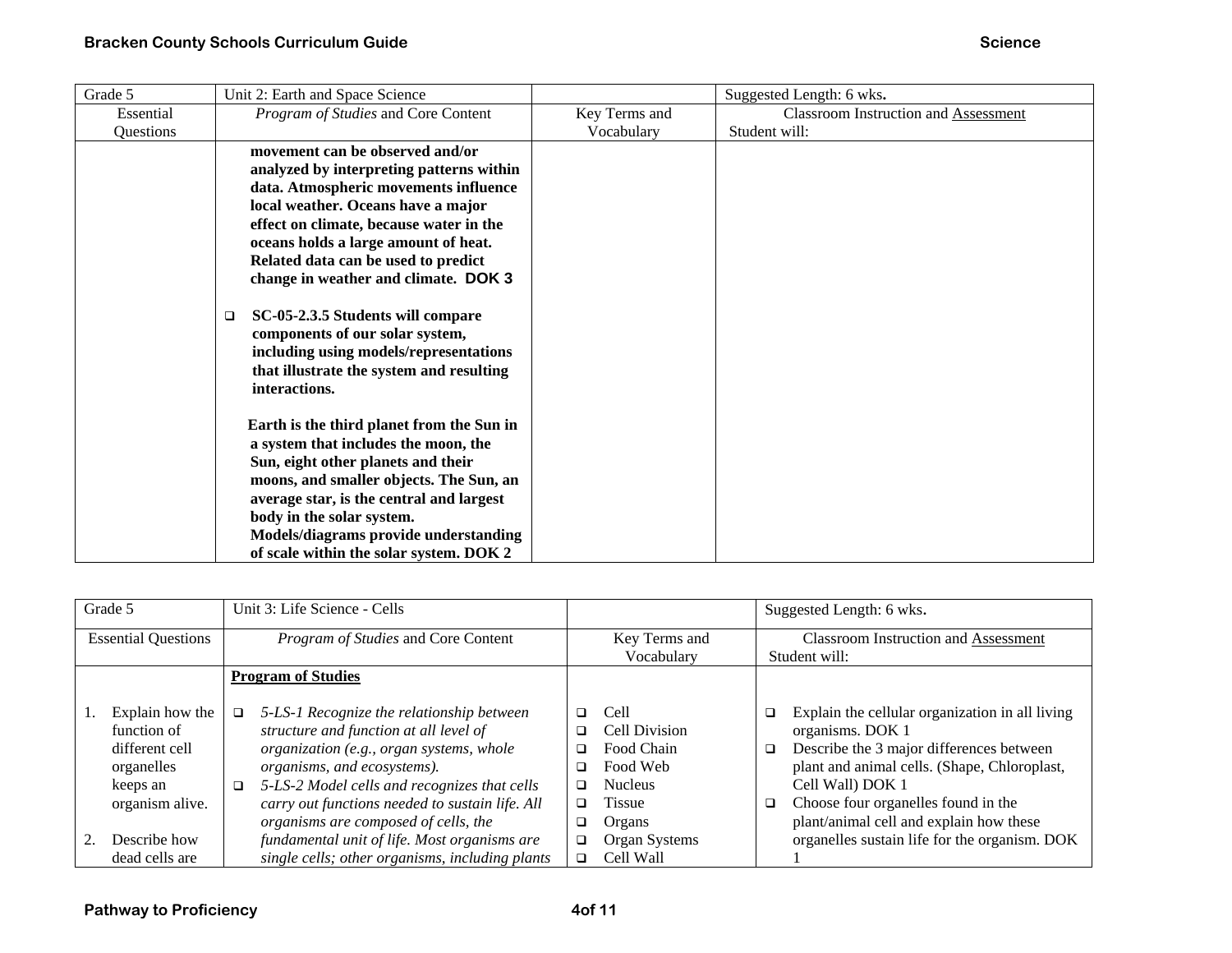| Grade 5 | Unit 2: Earth and Space Science | | Suggested Length: 6 wks**.** |
|---|---|---|---|
| Essential Questions | *Program of Studies* and Core Content | Key Terms and Vocabulary | Classroom Instruction and Assessment Student will: |
| | **movement can be observed and/or analyzed by interpreting patterns within data. Atmospheric movements influence local weather. Oceans have a major effect on climate, because water in the oceans holds a large amount of heat. Related data can be used to predict change in weather and climate. DOK 3**<br><br>❑ **SC-05-2.3.5 Students will compare components of our solar system, including using models/representations that illustrate the system and resulting interactions.**<br><br>**Earth is the third planet from the Sun in a system that includes the moon, the Sun, eight other planets and their moons, and smaller objects. The Sun, an average star, is the central and largest body in the solar system. Models/diagrams provide understanding of scale within the solar system. DOK 2** | | |

| Grade 5 | Unit 3: Life Science - Cells | | Suggested Length: 6 wks**.** |
|---|---|---|---|
| Essential Questions | *Program of Studies* and Core Content | Key Terms and Vocabulary | Classroom Instruction and Assessment Student will: |
| 1. Explain how the function of different cell organelles keeps an organism alive.<br><br>2. Describe how dead cells are | **Program of Studies**<br><br>❑ *5-LS-1 Recognize the relationship between structure and function at all level of organization (e.g., organ systems, whole organisms, and ecosystems).*<br>❑ *5-LS-2 Model cells and recognizes that cells carry out functions needed to sustain life. All organisms are composed of cells, the fundamental unit of life. Most organisms are single cells; other organisms, including plants* | ❑ Cell<br>❑ Cell Division<br>❑ Food Chain<br>❑ Food Web<br>❑ Nucleus<br>❑ Tissue<br>❑ Organs<br>❑ Organ Systems<br>❑ Cell Wall | ❑ Explain the cellular organization in all living organisms. DOK 1<br>❑ Describe the 3 major differences between plant and animal cells. (Shape, Chloroplast, Cell Wall) DOK 1<br>❑ Choose four organelles found in the plant/animal cell and explain how these organelles sustain life for the organism. DOK 1 |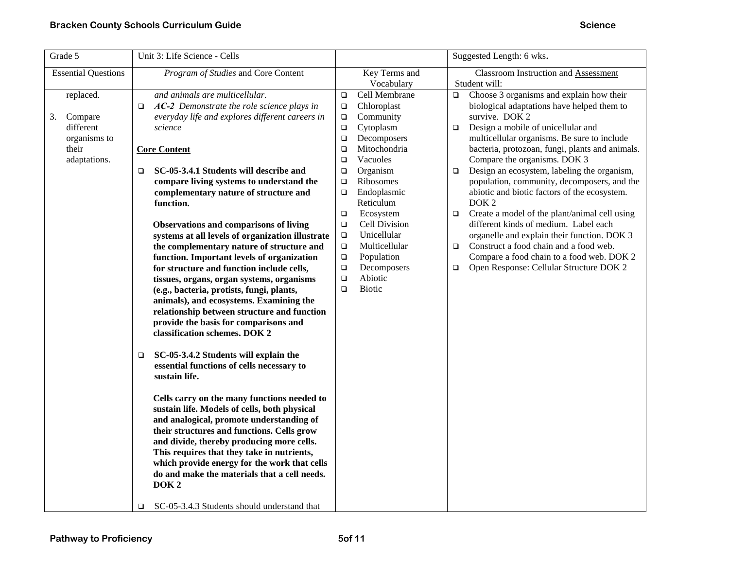| Grade 5 | Unit 3: Life Science - Cells | | Suggested Length: 6 wks. |
|---|---|---|---|
| Essential Questions | *Program of Studies* and Core Content | Key Terms and Vocabulary | Classroom Instruction and <u>Assessment</u> Student will: |
| replaced.<br><br>3. Compare different organisms to their adaptations. | *and animals are multicellular.*<br>❑ ***AC-2*** *Demonstrate the role science plays in everyday life and explores different careers in science*<br><br>**<u>Core Content</u>**<br><br>❑ **SC-05-3.4.1 Students will describe and compare living systems to understand the complementary nature of structure and function.**<br><br>**Observations and comparisons of living systems at all levels of organization illustrate the complementary nature of structure and function. Important levels of organization for structure and function include cells, tissues, organs, organ systems, organisms (e.g., bacteria, protists, fungi, plants, animals), and ecosystems. Examining the relationship between structure and function provide the basis for comparisons and classification schemes. DOK 2**<br><br>❑ **SC-05-3.4.2 Students will explain the essential functions of cells necessary to sustain life.**<br><br>**Cells carry on the many functions needed to sustain life. Models of cells, both physical and analogical, promote understanding of their structures and functions. Cells grow and divide, thereby producing more cells. This requires that they take in nutrients, which provide energy for the work that cells do and make the materials that a cell needs. DOK 2**<br><br>❑ SC-05-3.4.3 Students should understand that | ❑ Cell Membrane<br>❑ Chloroplast<br>❑ Community<br>❑ Cytoplasm<br>❑ Decomposers<br>❑ Mitochondria<br>❑ Vacuoles<br>❑ Organism<br>❑ Ribosomes<br>❑ Endoplasmic Reticulum<br>❑ Ecosystem<br>❑ Cell Division<br>❑ Unicellular<br>❑ Multicellular<br>❑ Population<br>❑ Decomposers<br>❑ Abiotic<br>❑ Biotic | ❑ Choose 3 organisms and explain how their biological adaptations have helped them to survive. DOK 2<br>❑ Design a mobile of unicellular and multicellular organisms. Be sure to include bacteria, protozoan, fungi, plants and animals. Compare the organisms. DOK 3<br>❑ Design an ecosystem, labeling the organism, population, community, decomposers, and the abiotic and biotic factors of the ecosystem. DOK 2<br>❑ Create a model of the plant/animal cell using different kinds of medium. Label each organelle and explain their function. DOK 3<br>❑ Construct a food chain and a food web. Compare a food chain to a food web. DOK 2<br>❑ Open Response: Cellular Structure DOK 2 |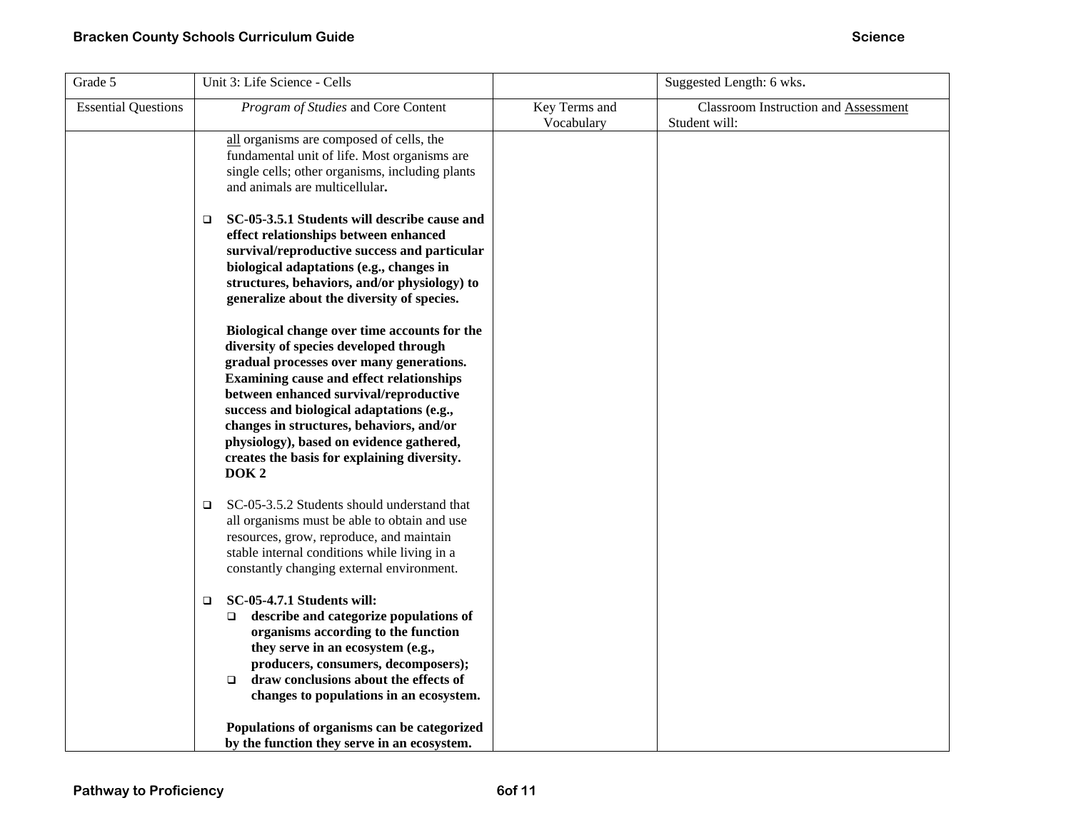| Grade 5 | Unit 3: Life Science - Cells | | Suggested Length: 6 wks**.** |
|---|---|---|---|
| Essential Questions | *Program of Studies* and Core Content | Key Terms and Vocabulary | Classroom Instruction and <u>Assessment</u> Student will: |
| | <u>all</u> organisms are composed of cells, the fundamental unit of life. Most organisms are single cells; other organisms, including plants and animals are multicellular**.**<br><br>❑ **SC-05-3.5.1 Students will describe cause and effect relationships between enhanced survival/reproductive success and particular biological adaptations (e.g., changes in structures, behaviors, and/or physiology) to generalize about the diversity of species.**<br><br>**Biological change over time accounts for the diversity of species developed through gradual processes over many generations. Examining cause and effect relationships between enhanced survival/reproductive success and biological adaptations (e.g., changes in structures, behaviors, and/or physiology), based on evidence gathered, creates the basis for explaining diversity. DOK 2**<br><br>❑ SC-05-3.5.2 Students should understand that all organisms must be able to obtain and use resources, grow, reproduce, and maintain stable internal conditions while living in a constantly changing external environment.<br><br>❑ **SC-05-4.7.1 Students will:**<br>❑ **describe and categorize populations of organisms according to the function they serve in an ecosystem (e.g., producers, consumers, decomposers);**<br>❑ **draw conclusions about the effects of changes to populations in an ecosystem.**<br><br>**Populations of organisms can be categorized by the function they serve in an ecosystem.** | | |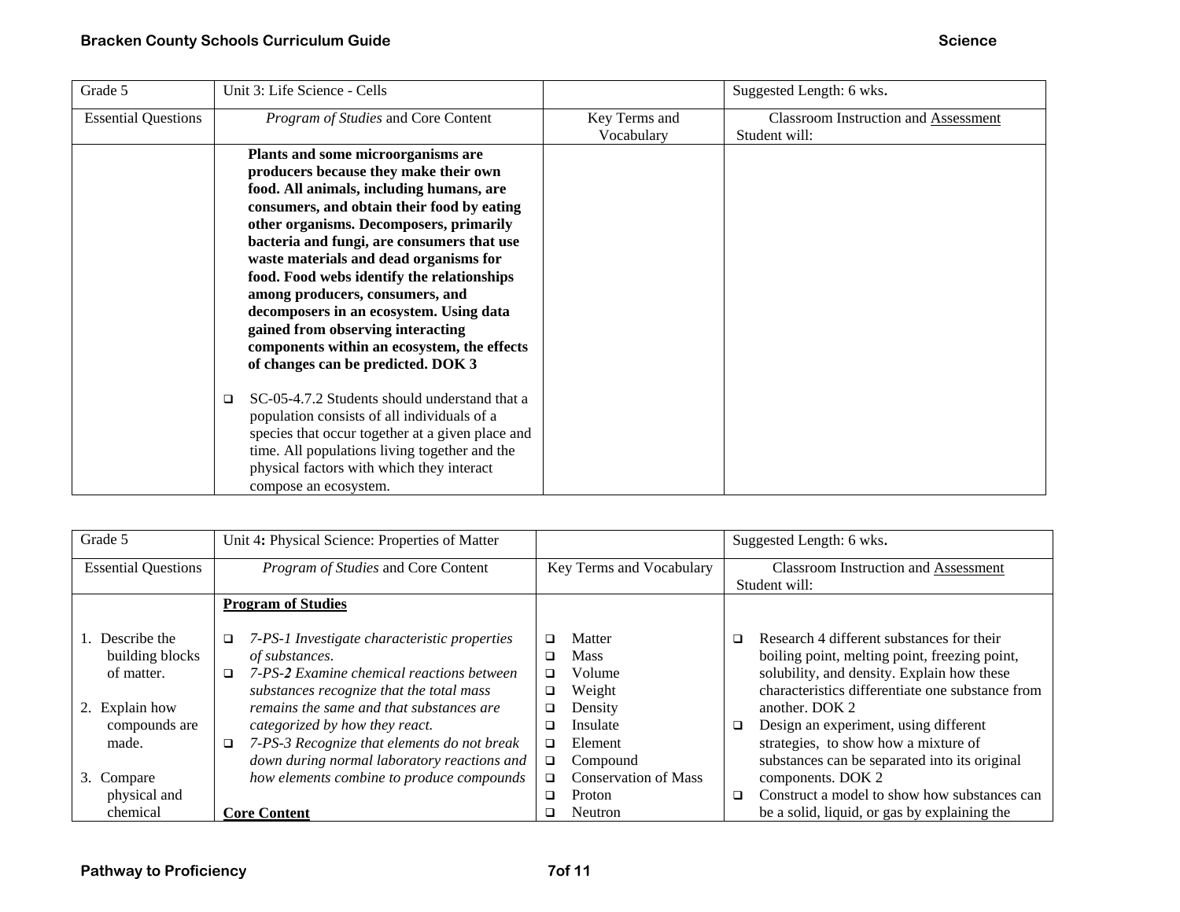| Grade 5 | Unit 3: Life Science - Cells | | Suggested Length: 6 wks. |
|---|---|---|---|
| Essential Questions | *Program of Studies* and Core Content | Key Terms and Vocabulary | Classroom Instruction and <u>Assessment</u> Student will: |
| | **Plants and some microorganisms are producers because they make their own food. All animals, including humans, are consumers, and obtain their food by eating other organisms. Decomposers, primarily bacteria and fungi, are consumers that use waste materials and dead organisms for food. Food webs identify the relationships among producers, consumers, and decomposers in an ecosystem. Using data gained from observing interacting components within an ecosystem, the effects of changes can be predicted. DOK 3**<br><br>❑ SC-05-4.7.2 Students should understand that a population consists of all individuals of a species that occur together at a given place and time. All populations living together and the physical factors with which they interact compose an ecosystem. | | |

| Grade 5 | Unit 4: Physical Science: Properties of Matter | | Suggested Length: 6 wks. |
|---|---|---|---|
| Essential Questions | *Program of Studies* and Core Content | Key Terms and Vocabulary | Classroom Instruction and <u>Assessment</u> Student will: |
| 1. Describe the building blocks of matter.<br><br>2. Explain how compounds are made.<br><br>3. Compare physical and chemical | **<u>Program of Studies</u>**<br><br>❑ *7-PS-1 Investigate characteristic properties of substances.*<br>❑ *7-PS-**2** Examine chemical reactions between substances recognize that the total mass remains the same and that substances are categorized by how they react.*<br>❑ *7-PS-3 Recognize that elements do not break down during normal laboratory reactions and how elements combine to produce compounds*<br><br>**<u>Core Content</u>** | ❑ Matter<br>❑ Mass<br>❑ Volume<br>❑ Weight<br>❑ Density<br>❑ Insulate<br>❑ Element<br>❑ Compound<br>❑ Conservation of Mass<br>❑ Proton<br>❑ Neutron | ❑ Research 4 different substances for their boiling point, melting point, freezing point, solubility, and density. Explain how these characteristics differentiate one substance from another. DOK 2<br>❑ Design an experiment, using different strategies, to show how a mixture of substances can be separated into its original components. DOK 2<br>❑ Construct a model to show how substances can be a solid, liquid, or gas by explaining the |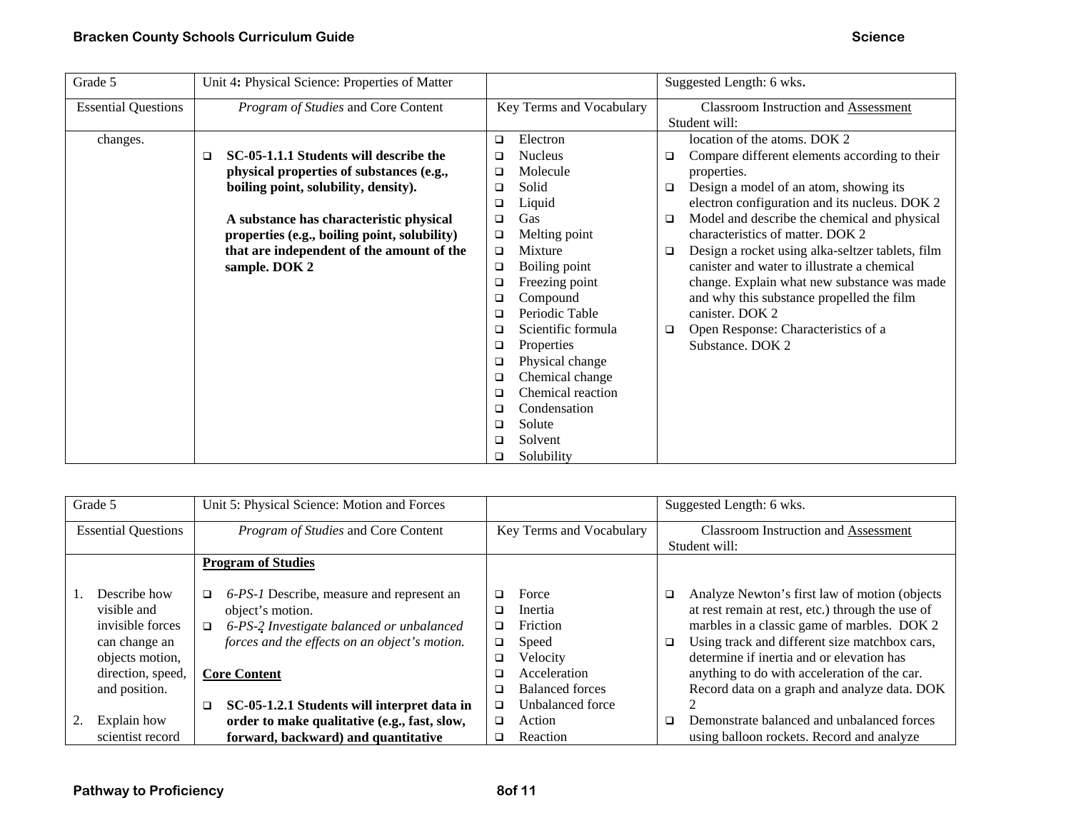| Grade 5 | Unit 4**:** Physical Science: Properties of Matter | | Suggested Length: 6 wks**.** |
|---|---|---|---|
| Essential Questions | *Program of Studies* and Core Content | Key Terms and Vocabulary | Classroom Instruction and Assessment<br>Student will: |
| changes. | ❑ **SC-05-1.1.1 Students will describe the physical properties of substances (e.g., boiling point, solubility, density).**<br><br>**A substance has characteristic physical properties (e.g., boiling point, solubility) that are independent of the amount of the sample. DOK 2** | ❑ Electron<br>❑ Nucleus<br>❑ Molecule<br>❑ Solid<br>❑ Liquid<br>❑ Gas<br>❑ Melting point<br>❑ Mixture<br>❑ Boiling point<br>❑ Freezing point<br>❑ Compound<br>❑ Periodic Table<br>❑ Scientific formula<br>❑ Properties<br>❑ Physical change<br>❑ Chemical change<br>❑ Chemical reaction<br>❑ Condensation<br>❑ Solute<br>❑ Solvent<br>❑ Solubility | location of the atoms. DOK 2<br>❑ Compare different elements according to their properties.<br>❑ Design a model of an atom, showing its electron configuration and its nucleus. DOK 2<br>❑ Model and describe the chemical and physical characteristics of matter. DOK 2<br>❑ Design a rocket using alka-seltzer tablets, film canister and water to illustrate a chemical change. Explain what new substance was made and why this substance propelled the film canister. DOK 2<br>❑ Open Response: Characteristics of a Substance. DOK 2 |

| Grade 5 | Unit 5: Physical Science: Motion and Forces | | Suggested Length: 6 wks. |
|---|---|---|---|
| Essential Questions | *Program of Studies* and Core Content | Key Terms and Vocabulary | Classroom Instruction and Assessment<br>Student will: |
| 1. Describe how visible and invisible forces can change an objects motion, direction, speed, and position.<br><br>2. Explain how scientist record | **Program of Studies**<br><br>❑ *6-PS-1* Describe, measure and represent an object's motion.<br>❑ *6-PS-2 Investigate balanced or unbalanced forces and the effects on an object's motion.*<br><br>**Core Content**<br><br>❑ **SC-05-1.2.1 Students will interpret data in order to make qualitative (e.g., fast, slow, forward, backward) and quantitative** | ❑ Force<br>❑ Inertia<br>❑ Friction<br>❑ Speed<br>❑ Velocity<br>❑ Acceleration<br>❑ Balanced forces<br>❑ Unbalanced force<br>❑ Action<br>❑ Reaction | ❑ Analyze Newton's first law of motion (objects at rest remain at rest, etc.) through the use of marbles in a classic game of marbles. DOK 2<br>❑ Using track and different size matchbox cars, determine if inertia and or elevation has anything to do with acceleration of the car. Record data on a graph and analyze data. DOK 2<br>❑ Demonstrate balanced and unbalanced forces using balloon rockets. Record and analyze |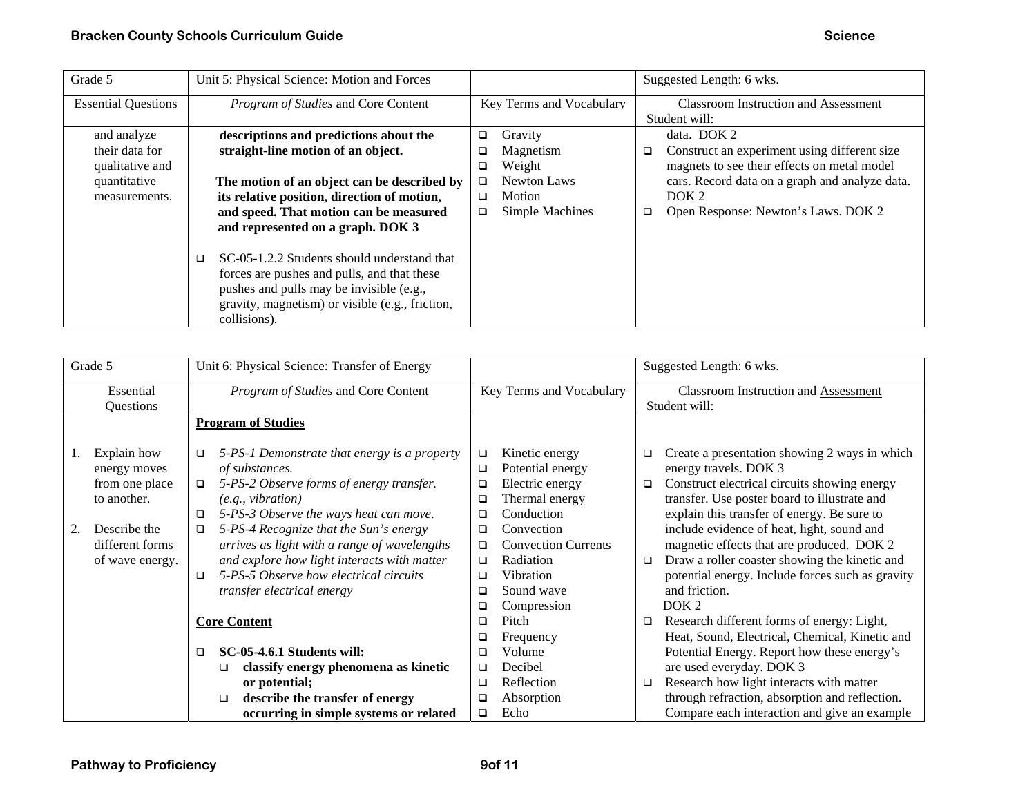| Grade 5 | Unit 5: Physical Science: Motion and Forces | | Suggested Length: 6 wks. |
|---|---|---|---|
| Essential Questions | *Program of Studies* and Core Content | Key Terms and Vocabulary | Classroom Instruction and Assessment<br>Student will: |
| and analyze their data for qualitative and quantitative measurements. | **descriptions and predictions about the straight-line motion of an object.**<br><br>**The motion of an object can be described by its relative position, direction of motion, and speed. That motion can be measured and represented on a graph. DOK 3**<br><br>❑ SC-05-1.2.2 Students should understand that forces are pushes and pulls, and that these pushes and pulls may be invisible (e.g., gravity, magnetism) or visible (e.g., friction, collisions). | ❑ Gravity<br>❑ Magnetism<br>❑ Weight<br>❑ Newton Laws<br>❑ Motion<br>❑ Simple Machines | data. DOK 2<br>❑ Construct an experiment using different size magnets to see their effects on metal model cars. Record data on a graph and analyze data. DOK 2<br>❑ Open Response: Newton's Laws. DOK 2 |

| Grade 5 | Unit 6: Physical Science: Transfer of Energy | | Suggested Length: 6 wks. |
|---|---|---|---|
| Essential Questions | *Program of Studies* and Core Content | Key Terms and Vocabulary | Classroom Instruction and Assessment<br>Student will: |
| 1. Explain how energy moves from one place to another.<br><br>2. Describe the different forms of wave energy. | **Program of Studies**<br><br>❑ *5-PS-1 Demonstrate that energy is a property of substances.*<br>❑ *5-PS-2 Observe forms of energy transfer. (e.g., vibration)*<br>❑ *5-PS-3 Observe the ways heat can move.*<br>❑ *5-PS-4 Recognize that the Sun's energy arrives as light with a range of wavelengths and explore how light interacts with matter*<br>❑ *5-PS-5 Observe how electrical circuits transfer electrical energy*<br><br>**Core Content**<br><br>❑ **SC-05-4.6.1 Students will:**<br>❑ **classify energy phenomena as kinetic or potential;**<br>❑ **describe the transfer of energy occurring in simple systems or related** | ❑ Kinetic energy<br>❑ Potential energy<br>❑ Electric energy<br>❑ Thermal energy<br>❑ Conduction<br>❑ Convection<br>❑ Convection Currents<br>❑ Radiation<br>❑ Vibration<br>❑ Sound wave<br>❑ Compression<br>❑ Pitch<br>❑ Frequency<br>❑ Volume<br>❑ Decibel<br>❑ Reflection<br>❑ Absorption<br>❑ Echo | ❑ Create a presentation showing 2 ways in which energy travels. DOK 3<br>❑ Construct electrical circuits showing energy transfer. Use poster board to illustrate and explain this transfer of energy. Be sure to include evidence of heat, light, sound and magnetic effects that are produced. DOK 2<br>❑ Draw a roller coaster showing the kinetic and potential energy. Include forces such as gravity and friction. DOK 2<br>❑ Research different forms of energy: Light, Heat, Sound, Electrical, Chemical, Kinetic and Potential Energy. Report how these energy's are used everyday. DOK 3<br>❑ Research how light interacts with matter through refraction, absorption and reflection. Compare each interaction and give an example |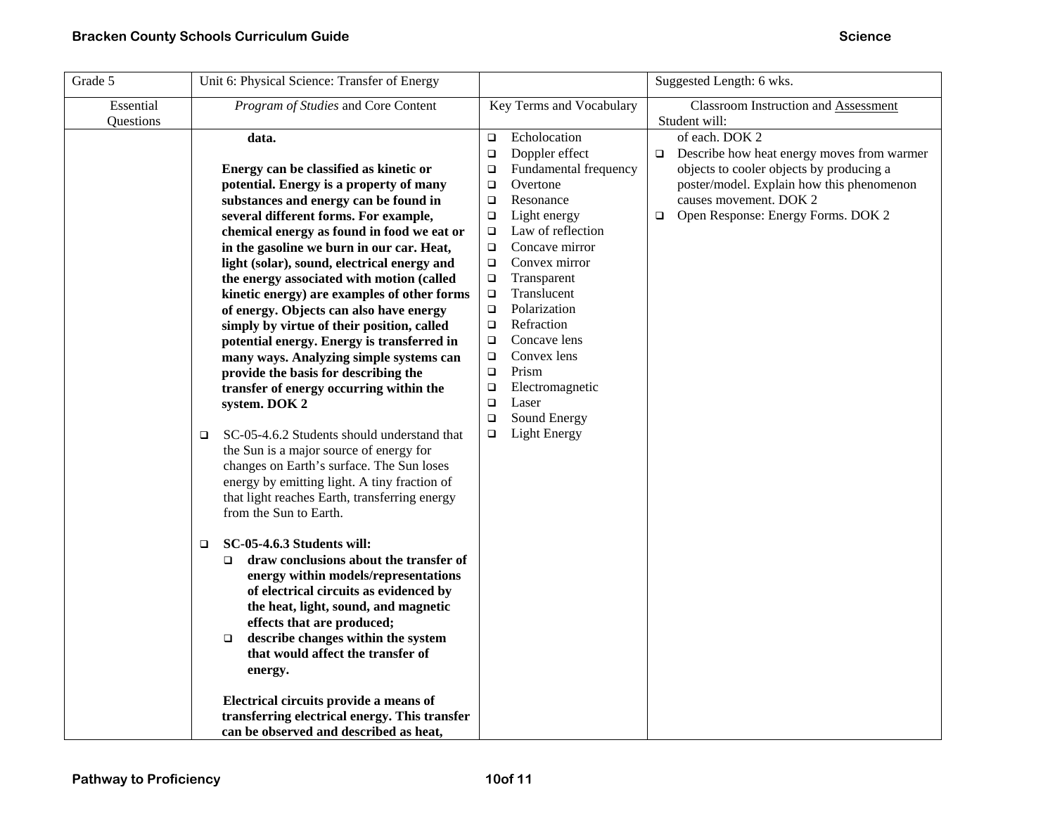| Grade 5 | Unit 6: Physical Science: Transfer of Energy | | Suggested Length: 6 wks. |
|---|---|---|---|
| Essential Questions | *Program of Studies* and Core Content | Key Terms and Vocabulary | Classroom Instruction and Assessment<br>Student will: |
| | **data.**<br><br>**Energy can be classified as kinetic or potential. Energy is a property of many substances and energy can be found in several different forms. For example, chemical energy as found in food we eat or in the gasoline we burn in our car. Heat, light (solar), sound, electrical energy and the energy associated with motion (called kinetic energy) are examples of other forms of energy. Objects can also have energy simply by virtue of their position, called potential energy. Energy is transferred in many ways. Analyzing simple systems can provide the basis for describing the transfer of energy occurring within the system. DOK 2**<br><br>❑ SC-05-4.6.2 Students should understand that the Sun is a major source of energy for changes on Earth's surface. The Sun loses energy by emitting light. A tiny fraction of that light reaches Earth, transferring energy from the Sun to Earth.<br><br>❑ **SC-05-4.6.3 Students will:**<br>❑ **draw conclusions about the transfer of energy within models/representations of electrical circuits as evidenced by the heat, light, sound, and magnetic effects that are produced;**<br>❑ **describe changes within the system that would affect the transfer of energy.**<br><br>**Electrical circuits provide a means of transferring electrical energy. This transfer can be observed and described as heat,** | ❑ Echolocation<br>❑ Doppler effect<br>❑ Fundamental frequency<br>❑ Overtone<br>❑ Resonance<br>❑ Light energy<br>❑ Law of reflection<br>❑ Concave mirror<br>❑ Convex mirror<br>❑ Transparent<br>❑ Translucent<br>❑ Polarization<br>❑ Refraction<br>❑ Concave lens<br>❑ Convex lens<br>❑ Prism<br>❑ Electromagnetic<br>❑ Laser<br>❑ Sound Energy<br>❑ Light Energy | of each. DOK 2<br>❑ Describe how heat energy moves from warmer objects to cooler objects by producing a poster/model. Explain how this phenomenon causes movement. DOK 2<br>❑ Open Response: Energy Forms. DOK 2 |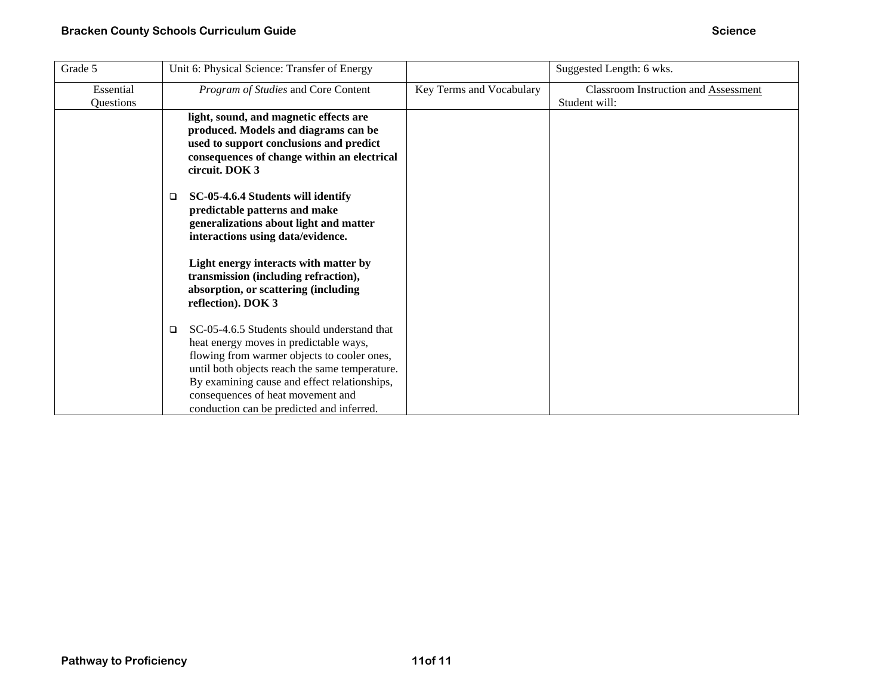| Grade 5 | Unit 6: Physical Science: Transfer of Energy | | Suggested Length: 6 wks. |
|---|---|---|---|
| Essential Questions | *Program of Studies* and Core Content | Key Terms and Vocabulary | Classroom Instruction and Assessment Student will: |
| | **light, sound, and magnetic effects are produced. Models and diagrams can be used to support conclusions and predict consequences of change within an electrical circuit. DOK 3**<br><br>❑ **SC-05-4.6.4 Students will identify predictable patterns and make generalizations about light and matter interactions using data/evidence.**<br><br>**Light energy interacts with matter by transmission (including refraction), absorption, or scattering (including reflection). DOK 3**<br><br>❑ SC-05-4.6.5 Students should understand that heat energy moves in predictable ways, flowing from warmer objects to cooler ones, until both objects reach the same temperature. By examining cause and effect relationships, consequences of heat movement and conduction can be predicted and inferred. | | |